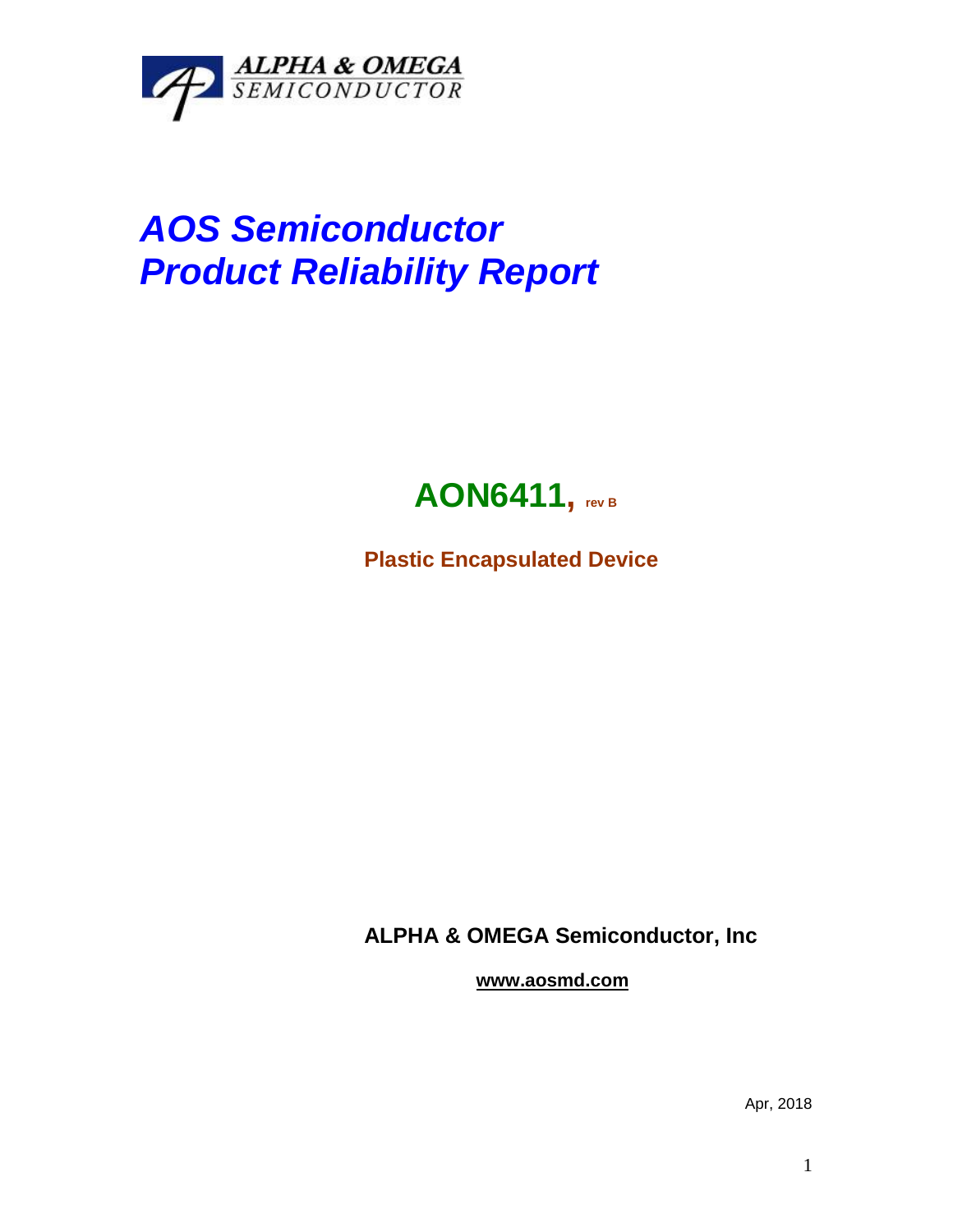ALPHA & OMEGA
SEMICONDUCTOR

# *AOS Semiconductor*
# *Product Reliability Report*

## AON6411, rev B

**Plastic Encapsulated Device**

**ALPHA & OMEGA Semiconductor, Inc**

**www.aosmd.com**

Apr, 2018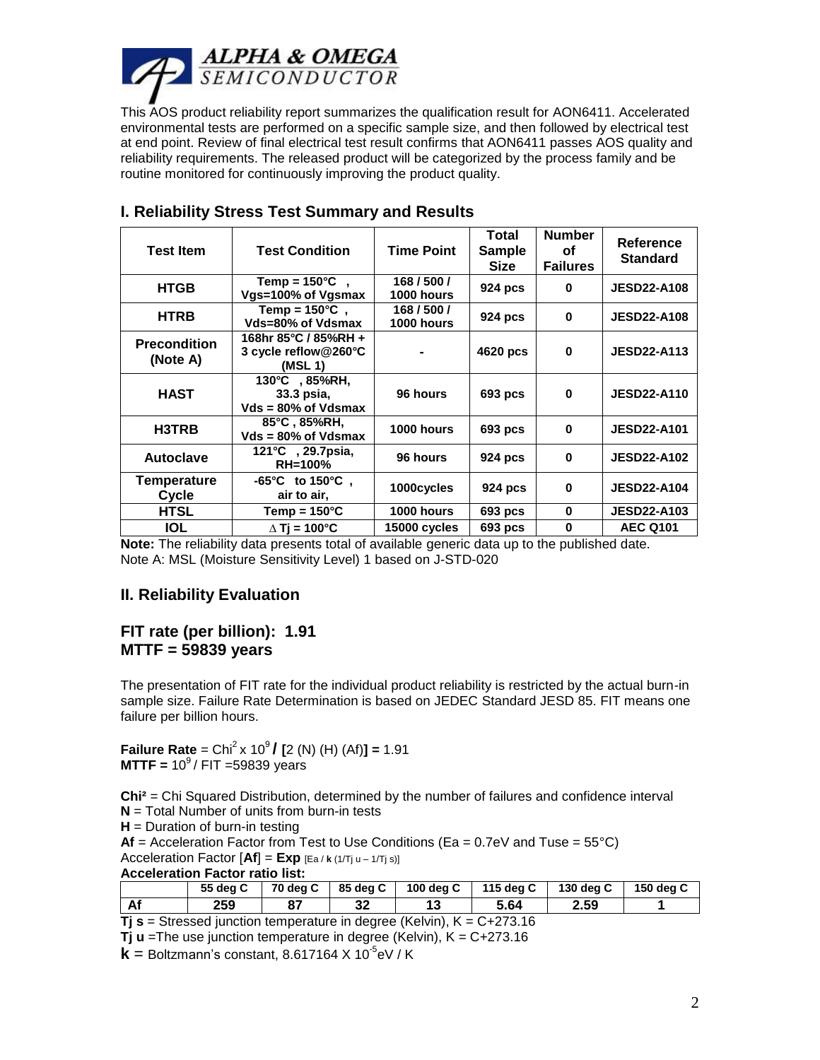This AOS product reliability report summarizes the qualification result for AON6411. Accelerated environmental tests are performed on a specific sample size, and then followed by electrical test at end point. Review of final electrical test result confirms that AON6411 passes AOS quality and reliability requirements. The released product will be categorized by the process family and be routine monitored for continuously improving the product quality.

## I. Reliability Stress Test Summary and Results

| Test Item | Test Condition | Time Point | Total Sample Size | Number of Failures | Reference Standard |
|---|---|---|---|---|---|
| **HTGB** | **Temp = 150°C , Vgs=100% of Vgsmax** | **168 / 500 / 1000 hours** | **924 pcs** | **0** | **JESD22-A108** |
| **HTRB** | **Temp = 150°C , Vds=80% of Vdsmax** | **168 / 500 / 1000 hours** | **924 pcs** | **0** | **JESD22-A108** |
| **Precondition (Note A)** | **168hr 85°C / 85%RH + 3 cycle reflow@260°C (MSL 1)** | **-** | **4620 pcs** | **0** | **JESD22-A113** |
| **HAST** | **130°C , 85%RH, 33.3 psia, Vds = 80% of Vdsmax** | **96 hours** | **693 pcs** | **0** | **JESD22-A110** |
| **H3TRB** | **85°C , 85%RH, Vds = 80% of Vdsmax** | **1000 hours** | **693 pcs** | **0** | **JESD22-A101** |
| **Autoclave** | **121°C , 29.7psia, RH=100%** | **96 hours** | **924 pcs** | **0** | **JESD22-A102** |
| **Temperature Cycle** | **-65°C to 150°C , air to air,** | **1000cycles** | **924 pcs** | **0** | **JESD22-A104** |
| **HTSL** | **Temp = 150°C** | **1000 hours** | **693 pcs** | **0** | **JESD22-A103** |
| **IOL** | **$\Delta$ Tj = 100°C** | **15000 cycles** | **693 pcs** | **0** | **AEC Q101** |

**Note:** The reliability data presents total of available generic data up to the published date.
Note A: MSL (Moisture Sensitivity Level) 1 based on J-STD-020

## II. Reliability Evaluation

### FIT rate (per billion): 1.91
### MTTF = 59839 years

The presentation of FIT rate for the individual product reliability is restricted by the actual burn-in sample size. Failure Rate Determination is based on JEDEC Standard JESD 85. FIT means one failure per billion hours.

**Failure Rate** = $Chi^2 \times 10^9$ **/ [**2 (N) (H) (Af)**] =** 1.91
**MTTF =** $10^9$ / FIT =59839 years

**Chi²** = Chi Squared Distribution, determined by the number of failures and confidence interval
**N** = Total Number of units from burn-in tests
**H** = Duration of burn-in testing
**Af** = Acceleration Factor from Test to Use Conditions (Ea = 0.7eV and Tuse = 55°C)
Acceleration Factor [**Af**] = **Exp** [Ea / **k** (1/Tj u – 1/Tj s)]
**Acceleration Factor ratio list:**

| | 55 deg C | 70 deg C | 85 deg C | 100 deg C | 115 deg C | 130 deg C | 150 deg C |
|---|---|---|---|---|---|---|---|
| **Af** | **259** | **87** | **32** | **13** | **5.64** | **2.59** | **1** |

**Tj s** = Stressed junction temperature in degree (Kelvin), K = C+273.16
**Tj u** =The use junction temperature in degree (Kelvin), K = C+273.16
**k** = Boltzmann's constant, 8.617164 X $10^{-5}$eV / K